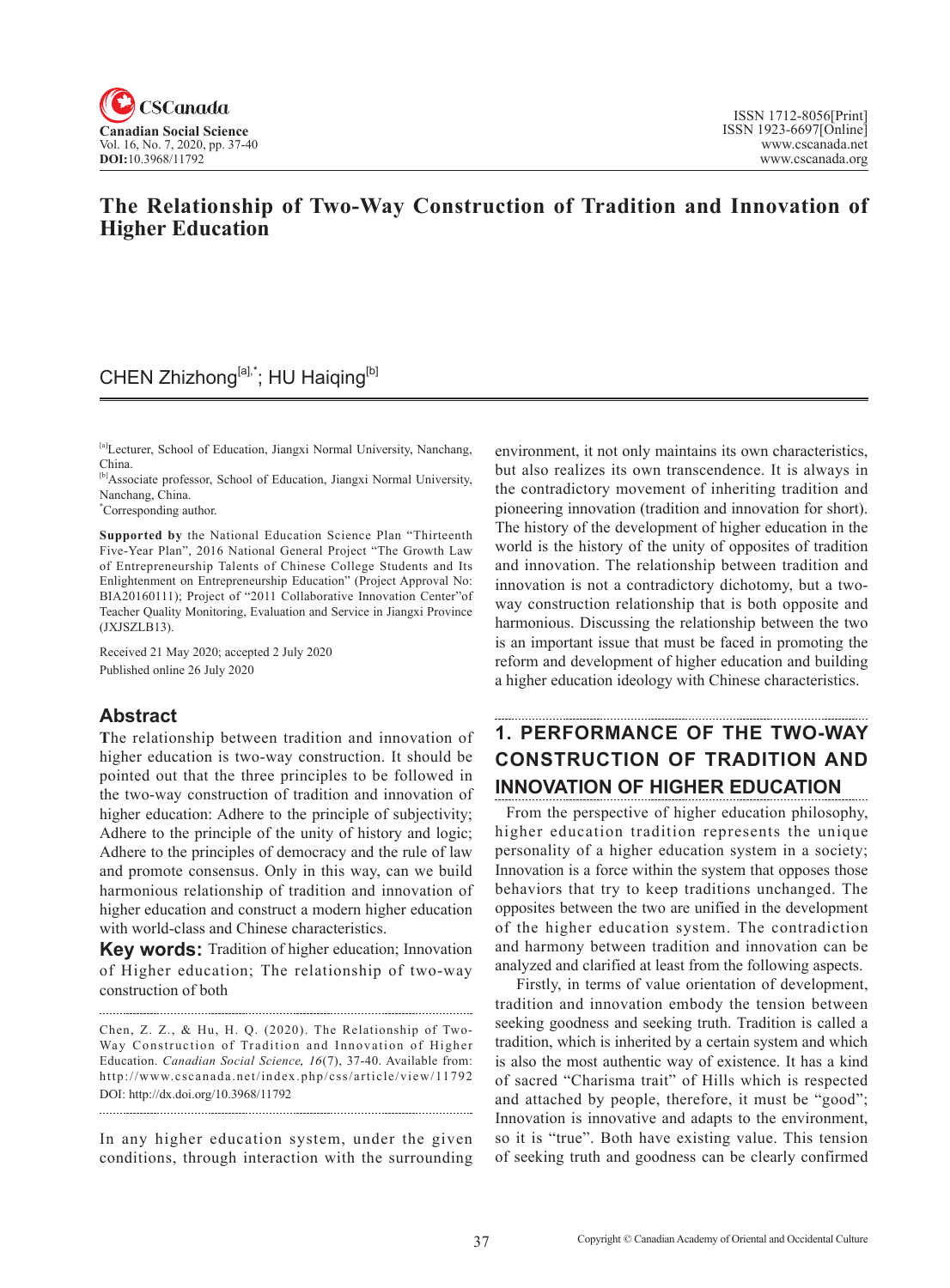# The Relationship of Two-Way Construction of Tradition and Innovation of Higher Education

CHEN Zhizhong[a],*; HU Haiqing[b]

[a]Lecturer, School of Education, Jiangxi Normal University, Nanchang, China.
[b]Associate professor, School of Education, Jiangxi Normal University, Nanchang, China.
*Corresponding author.

**Supported by** the National Education Science Plan "Thirteenth Five-Year Plan", 2016 National General Project "The Growth Law of Entrepreneurship Talents of Chinese College Students and Its Enlightenment on Entrepreneurship Education" (Project Approval No: BIA20160111); Project of "2011 Collaborative Innovation Center"of Teacher Quality Monitoring, Evaluation and Service in Jiangxi Province (JXJSZLB13).

Received 21 May 2020; accepted 2 July 2020
Published online 26 July 2020

## Abstract

The relationship between tradition and innovation of higher education is two-way construction. It should be pointed out that the three principles to be followed in the two-way construction of tradition and innovation of higher education: Adhere to the principle of subjectivity; Adhere to the principle of the unity of history and logic; Adhere to the principles of democracy and the rule of law and promote consensus. Only in this way, can we build harmonious relationship of tradition and innovation of higher education and construct a modern higher education with world-class and Chinese characteristics.

**Key words:** Tradition of higher education; Innovation of Higher education; The relationship of two-way construction of both

Chen, Z. Z., & Hu, H. Q. (2020). The Relationship of Two-Way Construction of Tradition and Innovation of Higher Education. *Canadian Social Science, 16*(7), 37-40. Available from: http://www.cscanada.net/index.php/css/article/view/11792
DOI: http://dx.doi.org/10.3968/11792

In any higher education system, under the given conditions, through interaction with the surrounding environment, it not only maintains its own characteristics, but also realizes its own transcendence. It is always in the contradictory movement of inheriting tradition and pioneering innovation (tradition and innovation for short). The history of the development of higher education in the world is the history of the unity of opposites of tradition and innovation. The relationship between tradition and innovation is not a contradictory dichotomy, but a two-way construction relationship that is both opposite and harmonious. Discussing the relationship between the two is an important issue that must be faced in promoting the reform and development of higher education and building a higher education ideology with Chinese characteristics.

## 1. PERFORMANCE OF THE TWO-WAY CONSTRUCTION OF TRADITION AND INNOVATION OF HIGHER EDUCATION

From the perspective of higher education philosophy, higher education tradition represents the unique personality of a higher education system in a society; Innovation is a force within the system that opposes those behaviors that try to keep traditions unchanged. The opposites between the two are unified in the development of the higher education system. The contradiction and harmony between tradition and innovation can be analyzed and clarified at least from the following aspects.

Firstly, in terms of value orientation of development, tradition and innovation embody the tension between seeking goodness and seeking truth. Tradition is called a tradition, which is inherited by a certain system and which is also the most authentic way of existence. It has a kind of sacred "Charisma trait" of Hills which is respected and attached by people, therefore, it must be "good"; Innovation is innovative and adapts to the environment, so it is "true". Both have existing value. This tension of seeking truth and goodness can be clearly confirmed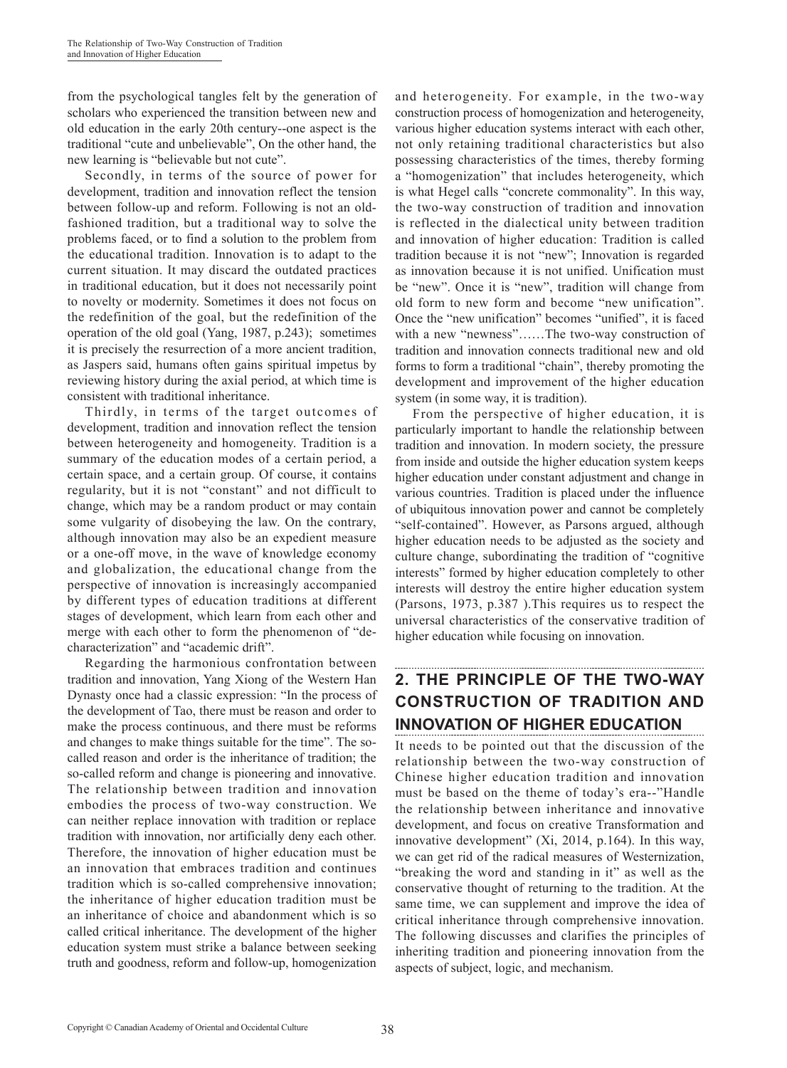from the psychological tangles felt by the generation of scholars who experienced the transition between new and old education in the early 20th century--one aspect is the traditional "cute and unbelievable", On the other hand, the new learning is "believable but not cute".

Secondly, in terms of the source of power for development, tradition and innovation reflect the tension between follow-up and reform. Following is not an old-fashioned tradition, but a traditional way to solve the problems faced, or to find a solution to the problem from the educational tradition. Innovation is to adapt to the current situation. It may discard the outdated practices in traditional education, but it does not necessarily point to novelty or modernity. Sometimes it does not focus on the redefinition of the goal, but the redefinition of the operation of the old goal (Yang, 1987, p.243); sometimes it is precisely the resurrection of a more ancient tradition, as Jaspers said, humans often gains spiritual impetus by reviewing history during the axial period, at which time is consistent with traditional inheritance.

Thirdly, in terms of the target outcomes of development, tradition and innovation reflect the tension between heterogeneity and homogeneity. Tradition is a summary of the education modes of a certain period, a certain space, and a certain group. Of course, it contains regularity, but it is not "constant" and not difficult to change, which may be a random product or may contain some vulgarity of disobeying the law. On the contrary, although innovation may also be an expedient measure or a one-off move, in the wave of knowledge economy and globalization, the educational change from the perspective of innovation is increasingly accompanied by different types of education traditions at different stages of development, which learn from each other and merge with each other to form the phenomenon of "de-characterization" and "academic drift".

Regarding the harmonious confrontation between tradition and innovation, Yang Xiong of the Western Han Dynasty once had a classic expression: "In the process of the development of Tao, there must be reason and order to make the process continuous, and there must be reforms and changes to make things suitable for the time". The so-called reason and order is the inheritance of tradition; the so-called reform and change is pioneering and innovative. The relationship between tradition and innovation embodies the process of two-way construction. We can neither replace innovation with tradition or replace tradition with innovation, nor artificially deny each other. Therefore, the innovation of higher education must be an innovation that embraces tradition and continues tradition which is so-called comprehensive innovation; the inheritance of higher education tradition must be an inheritance of choice and abandonment which is so called critical inheritance. The development of the higher education system must strike a balance between seeking truth and goodness, reform and follow-up, homogenization and heterogeneity. For example, in the two-way construction process of homogenization and heterogeneity, various higher education systems interact with each other, not only retaining traditional characteristics but also possessing characteristics of the times, thereby forming a "homogenization" that includes heterogeneity, which is what Hegel calls "concrete commonality". In this way, the two-way construction of tradition and innovation is reflected in the dialectical unity between tradition and innovation of higher education: Tradition is called tradition because it is not "new"; Innovation is regarded as innovation because it is not unified. Unification must be "new". Once it is "new", tradition will change from old form to new form and become "new unification". Once the "new unification" becomes "unified", it is faced with a new "newness"……The two-way construction of tradition and innovation connects traditional new and old forms to form a traditional "chain", thereby promoting the development and improvement of the higher education system (in some way, it is tradition).

From the perspective of higher education, it is particularly important to handle the relationship between tradition and innovation. In modern society, the pressure from inside and outside the higher education system keeps higher education under constant adjustment and change in various countries. Tradition is placed under the influence of ubiquitous innovation power and cannot be completely "self-contained". However, as Parsons argued, although higher education needs to be adjusted as the society and culture change, subordinating the tradition of "cognitive interests" formed by higher education completely to other interests will destroy the entire higher education system (Parsons, 1973, p.387 ).This requires us to respect the universal characteristics of the conservative tradition of higher education while focusing on innovation.

## 2. THE PRINCIPLE OF THE TWO-WAY CONSTRUCTION OF TRADITION AND INNOVATION OF HIGHER EDUCATION

It needs to be pointed out that the discussion of the relationship between the two-way construction of Chinese higher education tradition and innovation must be based on the theme of today's era--"Handle the relationship between inheritance and innovative development, and focus on creative Transformation and innovative development" (Xi, 2014, p.164). In this way, we can get rid of the radical measures of Westernization, "breaking the word and standing in it" as well as the conservative thought of returning to the tradition. At the same time, we can supplement and improve the idea of critical inheritance through comprehensive innovation. The following discusses and clarifies the principles of inheriting tradition and pioneering innovation from the aspects of subject, logic, and mechanism.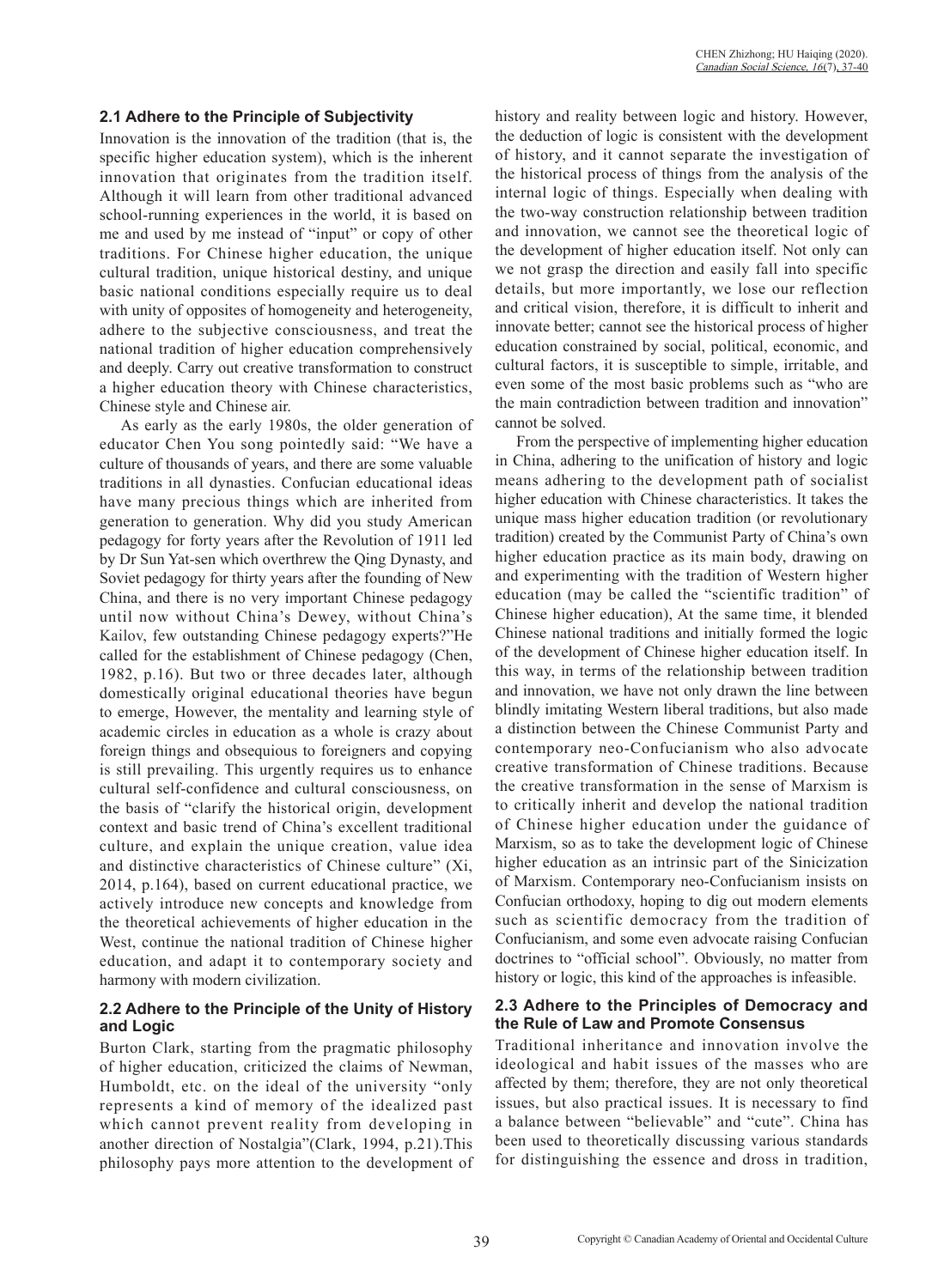### 2.1 Adhere to the Principle of Subjectivity

Innovation is the innovation of the tradition (that is, the specific higher education system), which is the inherent innovation that originates from the tradition itself. Although it will learn from other traditional advanced school-running experiences in the world, it is based on me and used by me instead of "input" or copy of other traditions. For Chinese higher education, the unique cultural tradition, unique historical destiny, and unique basic national conditions especially require us to deal with unity of opposites of homogeneity and heterogeneity, adhere to the subjective consciousness, and treat the national tradition of higher education comprehensively and deeply. Carry out creative transformation to construct a higher education theory with Chinese characteristics, Chinese style and Chinese air.

As early as the early 1980s, the older generation of educator Chen You song pointedly said: "We have a culture of thousands of years, and there are some valuable traditions in all dynasties. Confucian educational ideas have many precious things which are inherited from generation to generation. Why did you study American pedagogy for forty years after the Revolution of 1911 led by Dr Sun Yat-sen which overthrew the Qing Dynasty, and Soviet pedagogy for thirty years after the founding of New China, and there is no very important Chinese pedagogy until now without China's Dewey, without China's Kailov, few outstanding Chinese pedagogy experts?"He called for the establishment of Chinese pedagogy (Chen, 1982, p.16). But two or three decades later, although domestically original educational theories have begun to emerge, However, the mentality and learning style of academic circles in education as a whole is crazy about foreign things and obsequious to foreigners and copying is still prevailing. This urgently requires us to enhance cultural self-confidence and cultural consciousness, on the basis of "clarify the historical origin, development context and basic trend of China's excellent traditional culture, and explain the unique creation, value idea and distinctive characteristics of Chinese culture" (Xi, 2014, p.164), based on current educational practice, we actively introduce new concepts and knowledge from the theoretical achievements of higher education in the West, continue the national tradition of Chinese higher education, and adapt it to contemporary society and harmony with modern civilization.

### 2.2 Adhere to the Principle of the Unity of History and Logic

Burton Clark, starting from the pragmatic philosophy of higher education, criticized the claims of Newman, Humboldt, etc. on the ideal of the university "only represents a kind of memory of the idealized past which cannot prevent reality from developing in another direction of Nostalgia"(Clark, 1994, p.21).This philosophy pays more attention to the development of history and reality between logic and history. However, the deduction of logic is consistent with the development of history, and it cannot separate the investigation of the historical process of things from the analysis of the internal logic of things. Especially when dealing with the two-way construction relationship between tradition and innovation, we cannot see the theoretical logic of the development of higher education itself. Not only can we not grasp the direction and easily fall into specific details, but more importantly, we lose our reflection and critical vision, therefore, it is difficult to inherit and innovate better; cannot see the historical process of higher education constrained by social, political, economic, and cultural factors, it is susceptible to simple, irritable, and even some of the most basic problems such as "who are the main contradiction between tradition and innovation" cannot be solved.

From the perspective of implementing higher education in China, adhering to the unification of history and logic means adhering to the development path of socialist higher education with Chinese characteristics. It takes the unique mass higher education tradition (or revolutionary tradition) created by the Communist Party of China's own higher education practice as its main body, drawing on and experimenting with the tradition of Western higher education (may be called the "scientific tradition" of Chinese higher education), At the same time, it blended Chinese national traditions and initially formed the logic of the development of Chinese higher education itself. In this way, in terms of the relationship between tradition and innovation, we have not only drawn the line between blindly imitating Western liberal traditions, but also made a distinction between the Chinese Communist Party and contemporary neo-Confucianism who also advocate creative transformation of Chinese traditions. Because the creative transformation in the sense of Marxism is to critically inherit and develop the national tradition of Chinese higher education under the guidance of Marxism, so as to take the development logic of Chinese higher education as an intrinsic part of the Sinicization of Marxism. Contemporary neo-Confucianism insists on Confucian orthodoxy, hoping to dig out modern elements such as scientific democracy from the tradition of Confucianism, and some even advocate raising Confucian doctrines to "official school". Obviously, no matter from history or logic, this kind of the approaches is infeasible.

### 2.3 Adhere to the Principles of Democracy and the Rule of Law and Promote Consensus

Traditional inheritance and innovation involve the ideological and habit issues of the masses who are affected by them; therefore, they are not only theoretical issues, but also practical issues. It is necessary to find a balance between "believable" and "cute". China has been used to theoretically discussing various standards for distinguishing the essence and dross in tradition,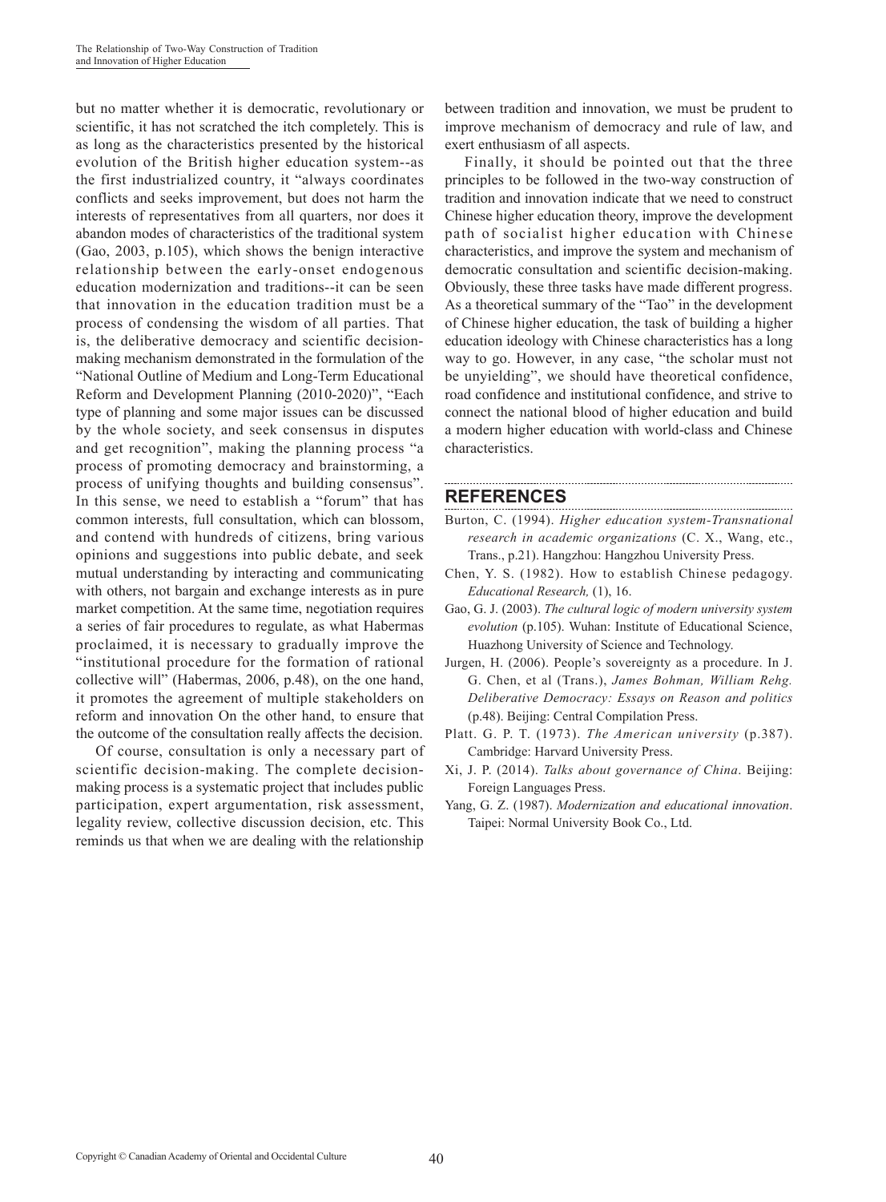but no matter whether it is democratic, revolutionary or scientific, it has not scratched the itch completely. This is as long as the characteristics presented by the historical evolution of the British higher education system--as the first industrialized country, it "always coordinates conflicts and seeks improvement, but does not harm the interests of representatives from all quarters, nor does it abandon modes of characteristics of the traditional system (Gao, 2003, p.105), which shows the benign interactive relationship between the early-onset endogenous education modernization and traditions--it can be seen that innovation in the education tradition must be a process of condensing the wisdom of all parties. That is, the deliberative democracy and scientific decision-making mechanism demonstrated in the formulation of the "National Outline of Medium and Long-Term Educational Reform and Development Planning (2010-2020)", "Each type of planning and some major issues can be discussed by the whole society, and seek consensus in disputes and get recognition", making the planning process "a process of promoting democracy and brainstorming, a process of unifying thoughts and building consensus". In this sense, we need to establish a "forum" that has common interests, full consultation, which can blossom, and contend with hundreds of citizens, bring various opinions and suggestions into public debate, and seek mutual understanding by interacting and communicating with others, not bargain and exchange interests as in pure market competition. At the same time, negotiation requires a series of fair procedures to regulate, as what Habermas proclaimed, it is necessary to gradually improve the "institutional procedure for the formation of rational collective will" (Habermas, 2006, p.48), on the one hand, it promotes the agreement of multiple stakeholders on reform and innovation On the other hand, to ensure that the outcome of the consultation really affects the decision.

Of course, consultation is only a necessary part of scientific decision-making. The complete decision-making process is a systematic project that includes public participation, expert argumentation, risk assessment, legality review, collective discussion decision, etc. This reminds us that when we are dealing with the relationship between tradition and innovation, we must be prudent to improve mechanism of democracy and rule of law, and exert enthusiasm of all aspects.

Finally, it should be pointed out that the three principles to be followed in the two-way construction of tradition and innovation indicate that we need to construct Chinese higher education theory, improve the development path of socialist higher education with Chinese characteristics, and improve the system and mechanism of democratic consultation and scientific decision-making. Obviously, these three tasks have made different progress. As a theoretical summary of the "Tao" in the development of Chinese higher education, the task of building a higher education ideology with Chinese characteristics has a long way to go. However, in any case, "the scholar must not be unyielding", we should have theoretical confidence, road confidence and institutional confidence, and strive to connect the national blood of higher education and build a modern higher education with world-class and Chinese characteristics.

## REFERENCES

Burton, C. (1994). *Higher education system-Transnational research in academic organizations* (C. X., Wang, etc., Trans., p.21). Hangzhou: Hangzhou University Press.

Chen, Y. S. (1982). How to establish Chinese pedagogy. *Educational Research,* (1), 16.

Gao, G. J. (2003). *The cultural logic of modern university system evolution* (p.105). Wuhan: Institute of Educational Science, Huazhong University of Science and Technology.

Jurgen, H. (2006). People's sovereignty as a procedure. In J. G. Chen, et al (Trans.), *James Bohman, William Rehg. Deliberative Democracy: Essays on Reason and politics* (p.48). Beijing: Central Compilation Press.

Platt. G. P. T. (1973). *The American university* (p.387). Cambridge: Harvard University Press.

Xi, J. P. (2014). *Talks about governance of China*. Beijing: Foreign Languages Press.

Yang, G. Z. (1987). *Modernization and educational innovation*. Taipei: Normal University Book Co., Ltd.